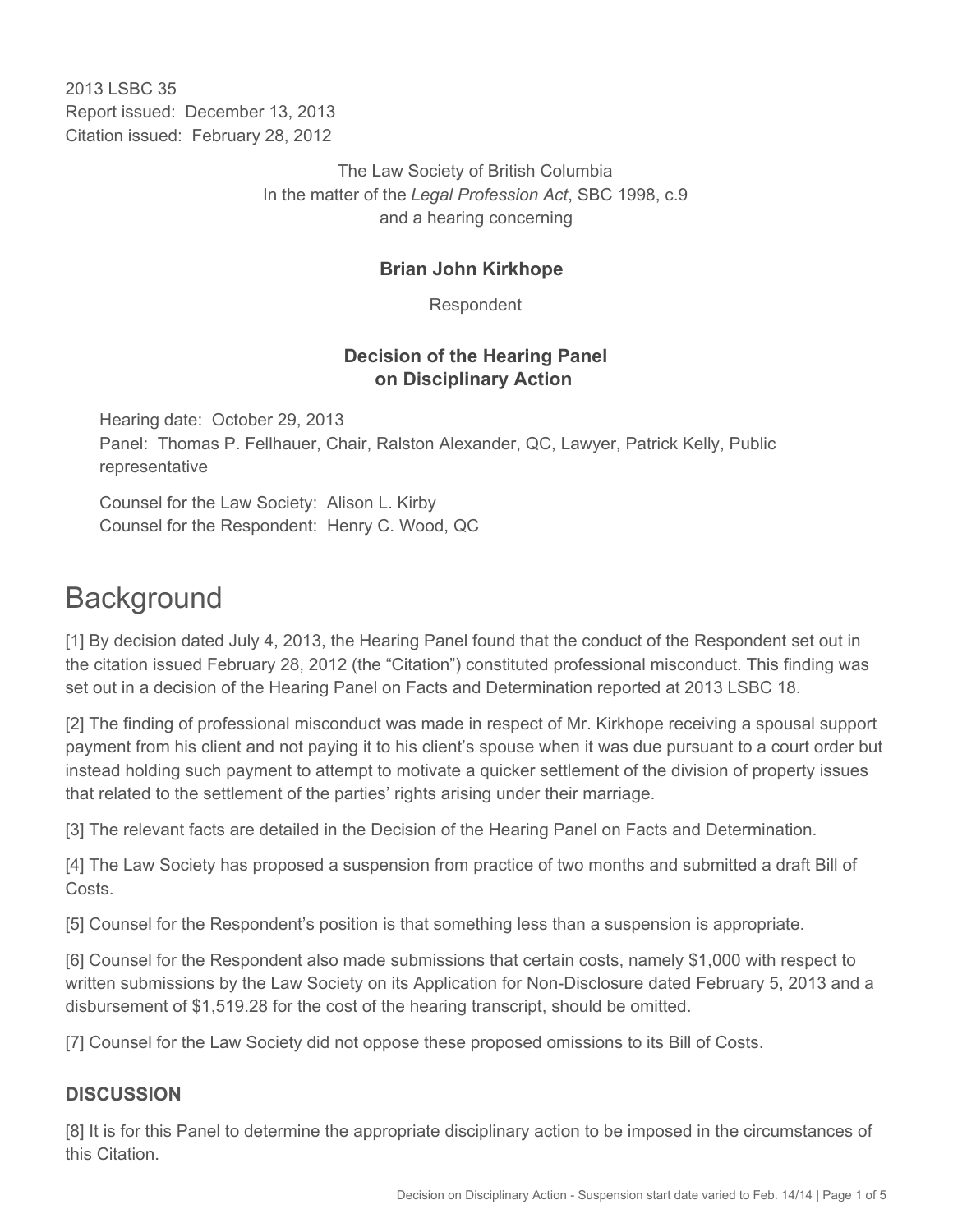2013 LSBC 35
Report issued: December 13, 2013
Citation issued: February 28, 2012

The Law Society of British Columbia
In the matter of the *Legal Profession Act*, SBC 1998, c.9
and a hearing concerning

**Brian John Kirkhope**

Respondent

**Decision of the Hearing Panel on Disciplinary Action**

Hearing date: October 29, 2013
Panel: Thomas P. Fellhauer, Chair, Ralston Alexander, QC, Lawyer, Patrick Kelly, Public representative

Counsel for the Law Society: Alison L. Kirby
Counsel for the Respondent: Henry C. Wood, QC

# Background

[1] By decision dated July 4, 2013, the Hearing Panel found that the conduct of the Respondent set out in the citation issued February 28, 2012 (the "Citation") constituted professional misconduct. This finding was set out in a decision of the Hearing Panel on Facts and Determination reported at 2013 LSBC 18.

[2] The finding of professional misconduct was made in respect of Mr. Kirkhope receiving a spousal support payment from his client and not paying it to his client's spouse when it was due pursuant to a court order but instead holding such payment to attempt to motivate a quicker settlement of the division of property issues that related to the settlement of the parties' rights arising under their marriage.

[3] The relevant facts are detailed in the Decision of the Hearing Panel on Facts and Determination.

[4] The Law Society has proposed a suspension from practice of two months and submitted a draft Bill of Costs.

[5] Counsel for the Respondent's position is that something less than a suspension is appropriate.

[6] Counsel for the Respondent also made submissions that certain costs, namely $1,000 with respect to written submissions by the Law Society on its Application for Non-Disclosure dated February 5, 2013 and a disbursement of $1,519.28 for the cost of the hearing transcript, should be omitted.

[7] Counsel for the Law Society did not oppose these proposed omissions to its Bill of Costs.

### DISCUSSION

[8] It is for this Panel to determine the appropriate disciplinary action to be imposed in the circumstances of this Citation.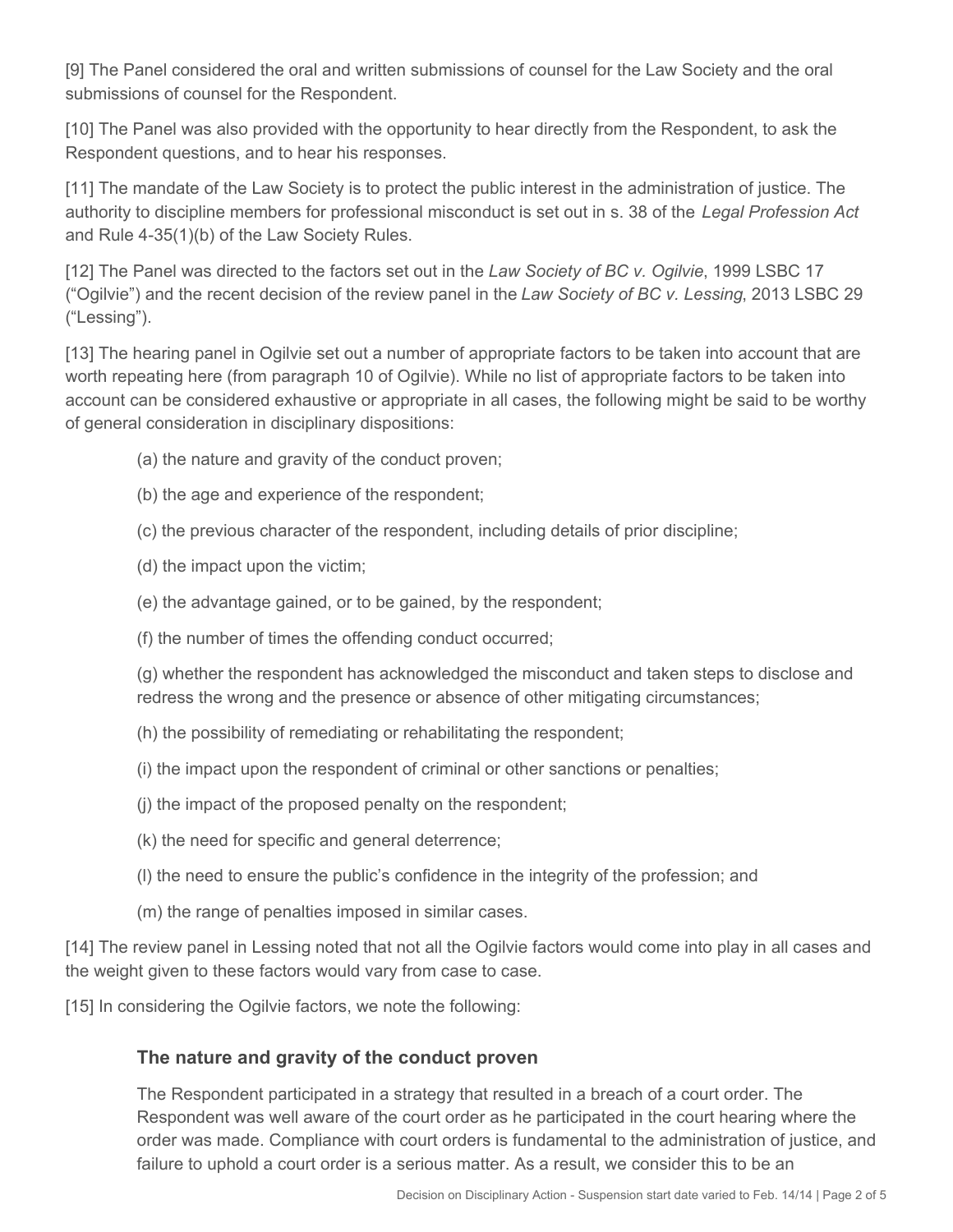[9] The Panel considered the oral and written submissions of counsel for the Law Society and the oral submissions of counsel for the Respondent.

[10] The Panel was also provided with the opportunity to hear directly from the Respondent, to ask the Respondent questions, and to hear his responses.

[11] The mandate of the Law Society is to protect the public interest in the administration of justice. The authority to discipline members for professional misconduct is set out in s. 38 of the *Legal Profession Act* and Rule 4-35(1)(b) of the Law Society Rules.

[12] The Panel was directed to the factors set out in the *Law Society of BC v. Ogilvie*, 1999 LSBC 17 ("Ogilvie") and the recent decision of the review panel in the *Law Society of BC v. Lessing*, 2013 LSBC 29 ("Lessing").

[13] The hearing panel in Ogilvie set out a number of appropriate factors to be taken into account that are worth repeating here (from paragraph 10 of Ogilvie). While no list of appropriate factors to be taken into account can be considered exhaustive or appropriate in all cases, the following might be said to be worthy of general consideration in disciplinary dispositions:

> (a) the nature and gravity of the conduct proven;
>
> (b) the age and experience of the respondent;
>
> (c) the previous character of the respondent, including details of prior discipline;
>
> (d) the impact upon the victim;
>
> (e) the advantage gained, or to be gained, by the respondent;
>
> (f) the number of times the offending conduct occurred;
>
> (g) whether the respondent has acknowledged the misconduct and taken steps to disclose and redress the wrong and the presence or absence of other mitigating circumstances;
>
> (h) the possibility of remediating or rehabilitating the respondent;
>
> (i) the impact upon the respondent of criminal or other sanctions or penalties;
>
> (j) the impact of the proposed penalty on the respondent;
>
> (k) the need for specific and general deterrence;
>
> (l) the need to ensure the public's confidence in the integrity of the profession; and
>
> (m) the range of penalties imposed in similar cases.

[14] The review panel in Lessing noted that not all the Ogilvie factors would come into play in all cases and the weight given to these factors would vary from case to case.

[15] In considering the Ogilvie factors, we note the following:

### The nature and gravity of the conduct proven

The Respondent participated in a strategy that resulted in a breach of a court order. The Respondent was well aware of the court order as he participated in the court hearing where the order was made. Compliance with court orders is fundamental to the administration of justice, and failure to uphold a court order is a serious matter. As a result, we consider this to be an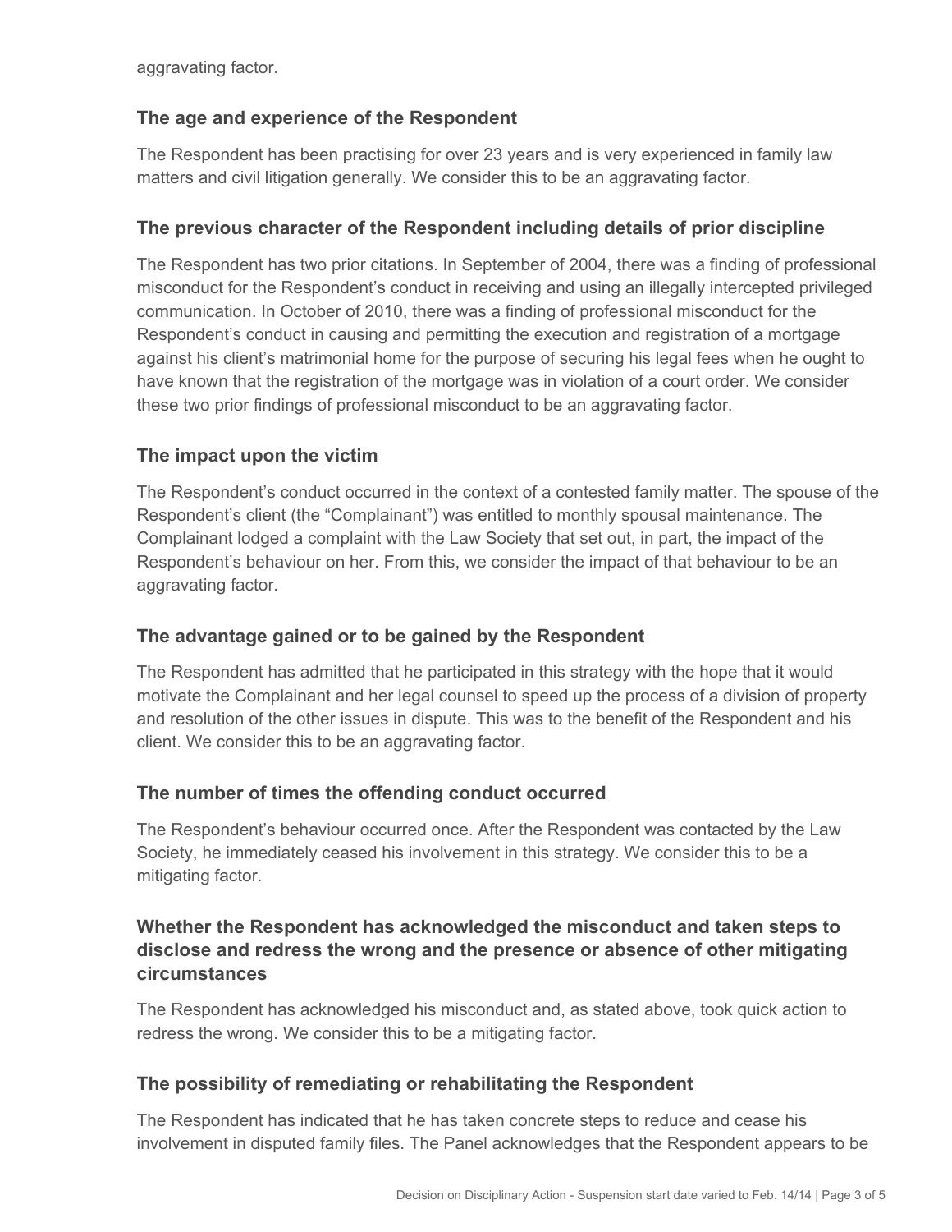aggravating factor.

### The age and experience of the Respondent

The Respondent has been practising for over 23 years and is very experienced in family law matters and civil litigation generally. We consider this to be an aggravating factor.

### The previous character of the Respondent including details of prior discipline

The Respondent has two prior citations. In September of 2004, there was a finding of professional misconduct for the Respondent's conduct in receiving and using an illegally intercepted privileged communication. In October of 2010, there was a finding of professional misconduct for the Respondent's conduct in causing and permitting the execution and registration of a mortgage against his client's matrimonial home for the purpose of securing his legal fees when he ought to have known that the registration of the mortgage was in violation of a court order. We consider these two prior findings of professional misconduct to be an aggravating factor.

### The impact upon the victim

The Respondent's conduct occurred in the context of a contested family matter. The spouse of the Respondent's client (the "Complainant") was entitled to monthly spousal maintenance. The Complainant lodged a complaint with the Law Society that set out, in part, the impact of the Respondent's behaviour on her. From this, we consider the impact of that behaviour to be an aggravating factor.

### The advantage gained or to be gained by the Respondent

The Respondent has admitted that he participated in this strategy with the hope that it would motivate the Complainant and her legal counsel to speed up the process of a division of property and resolution of the other issues in dispute. This was to the benefit of the Respondent and his client. We consider this to be an aggravating factor.

### The number of times the offending conduct occurred

The Respondent's behaviour occurred once. After the Respondent was contacted by the Law Society, he immediately ceased his involvement in this strategy. We consider this to be a mitigating factor.

### Whether the Respondent has acknowledged the misconduct and taken steps to disclose and redress the wrong and the presence or absence of other mitigating circumstances

The Respondent has acknowledged his misconduct and, as stated above, took quick action to redress the wrong. We consider this to be a mitigating factor.

### The possibility of remediating or rehabilitating the Respondent

The Respondent has indicated that he has taken concrete steps to reduce and cease his involvement in disputed family files. The Panel acknowledges that the Respondent appears to be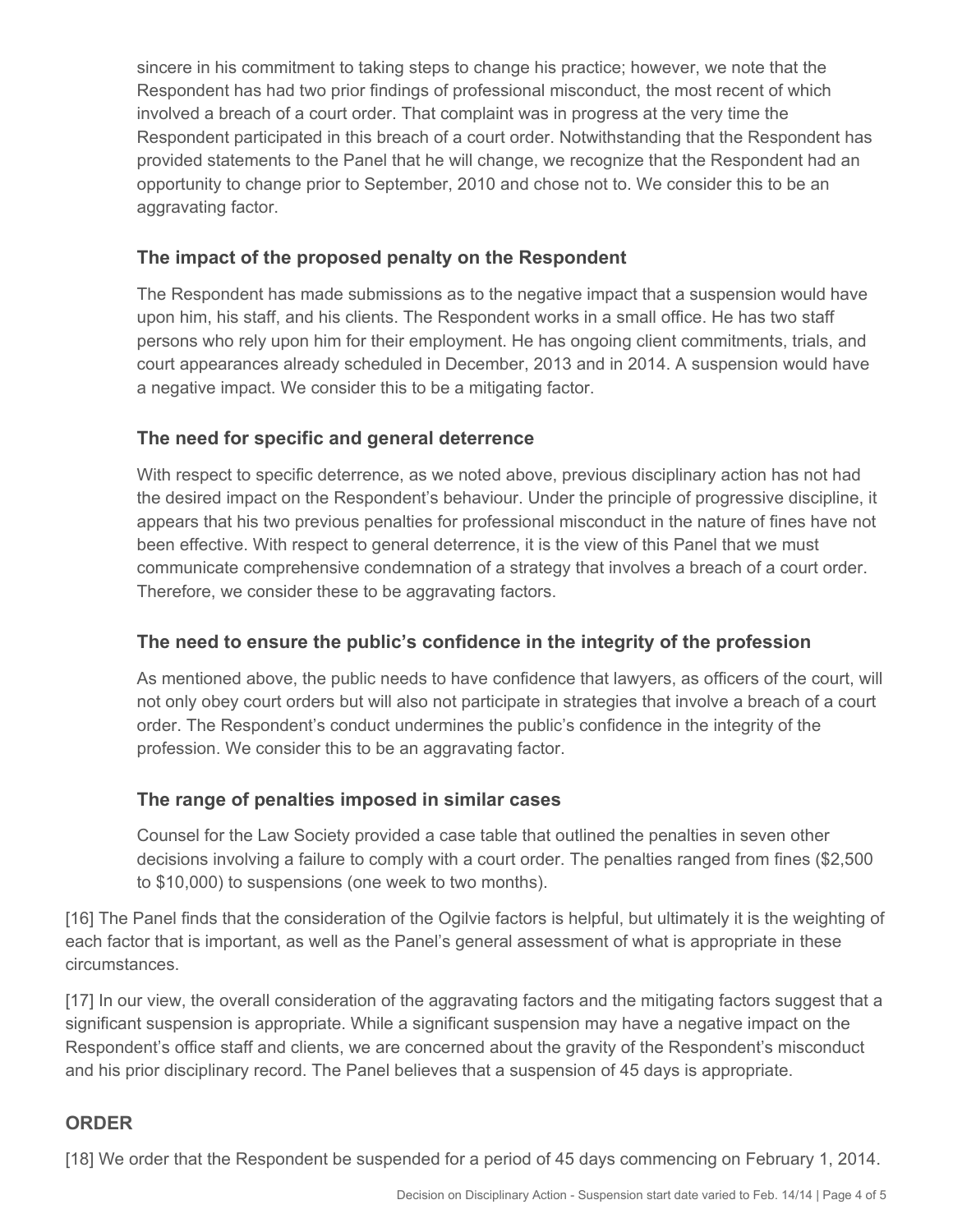sincere in his commitment to taking steps to change his practice; however, we note that the Respondent has had two prior findings of professional misconduct, the most recent of which involved a breach of a court order. That complaint was in progress at the very time the Respondent participated in this breach of a court order. Notwithstanding that the Respondent has provided statements to the Panel that he will change, we recognize that the Respondent had an opportunity to change prior to September, 2010 and chose not to. We consider this to be an aggravating factor.

### The impact of the proposed penalty on the Respondent

The Respondent has made submissions as to the negative impact that a suspension would have upon him, his staff, and his clients. The Respondent works in a small office. He has two staff persons who rely upon him for their employment. He has ongoing client commitments, trials, and court appearances already scheduled in December, 2013 and in 2014. A suspension would have a negative impact. We consider this to be a mitigating factor.

### The need for specific and general deterrence

With respect to specific deterrence, as we noted above, previous disciplinary action has not had the desired impact on the Respondent's behaviour. Under the principle of progressive discipline, it appears that his two previous penalties for professional misconduct in the nature of fines have not been effective. With respect to general deterrence, it is the view of this Panel that we must communicate comprehensive condemnation of a strategy that involves a breach of a court order. Therefore, we consider these to be aggravating factors.

### The need to ensure the public's confidence in the integrity of the profession

As mentioned above, the public needs to have confidence that lawyers, as officers of the court, will not only obey court orders but will also not participate in strategies that involve a breach of a court order. The Respondent's conduct undermines the public's confidence in the integrity of the profession. We consider this to be an aggravating factor.

### The range of penalties imposed in similar cases

Counsel for the Law Society provided a case table that outlined the penalties in seven other decisions involving a failure to comply with a court order. The penalties ranged from fines ($2,500 to $10,000) to suspensions (one week to two months).

[16] The Panel finds that the consideration of the Ogilvie factors is helpful, but ultimately it is the weighting of each factor that is important, as well as the Panel's general assessment of what is appropriate in these circumstances.

[17] In our view, the overall consideration of the aggravating factors and the mitigating factors suggest that a significant suspension is appropriate. While a significant suspension may have a negative impact on the Respondent's office staff and clients, we are concerned about the gravity of the Respondent's misconduct and his prior disciplinary record. The Panel believes that a suspension of 45 days is appropriate.

## ORDER

[18] We order that the Respondent be suspended for a period of 45 days commencing on February 1, 2014.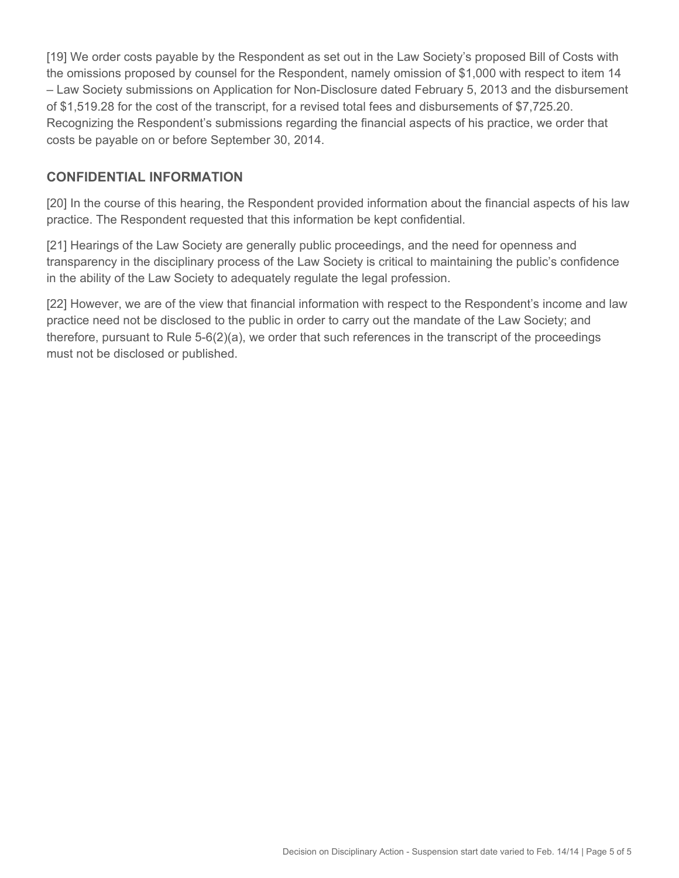[19] We order costs payable by the Respondent as set out in the Law Society's proposed Bill of Costs with the omissions proposed by counsel for the Respondent, namely omission of $1,000 with respect to item 14 – Law Society submissions on Application for Non-Disclosure dated February 5, 2013 and the disbursement of $1,519.28 for the cost of the transcript, for a revised total fees and disbursements of $7,725.20. Recognizing the Respondent's submissions regarding the financial aspects of his practice, we order that costs be payable on or before September 30, 2014.

## CONFIDENTIAL INFORMATION

[20] In the course of this hearing, the Respondent provided information about the financial aspects of his law practice. The Respondent requested that this information be kept confidential.

[21] Hearings of the Law Society are generally public proceedings, and the need for openness and transparency in the disciplinary process of the Law Society is critical to maintaining the public's confidence in the ability of the Law Society to adequately regulate the legal profession.

[22] However, we are of the view that financial information with respect to the Respondent's income and law practice need not be disclosed to the public in order to carry out the mandate of the Law Society; and therefore, pursuant to Rule 5-6(2)(a), we order that such references in the transcript of the proceedings must not be disclosed or published.